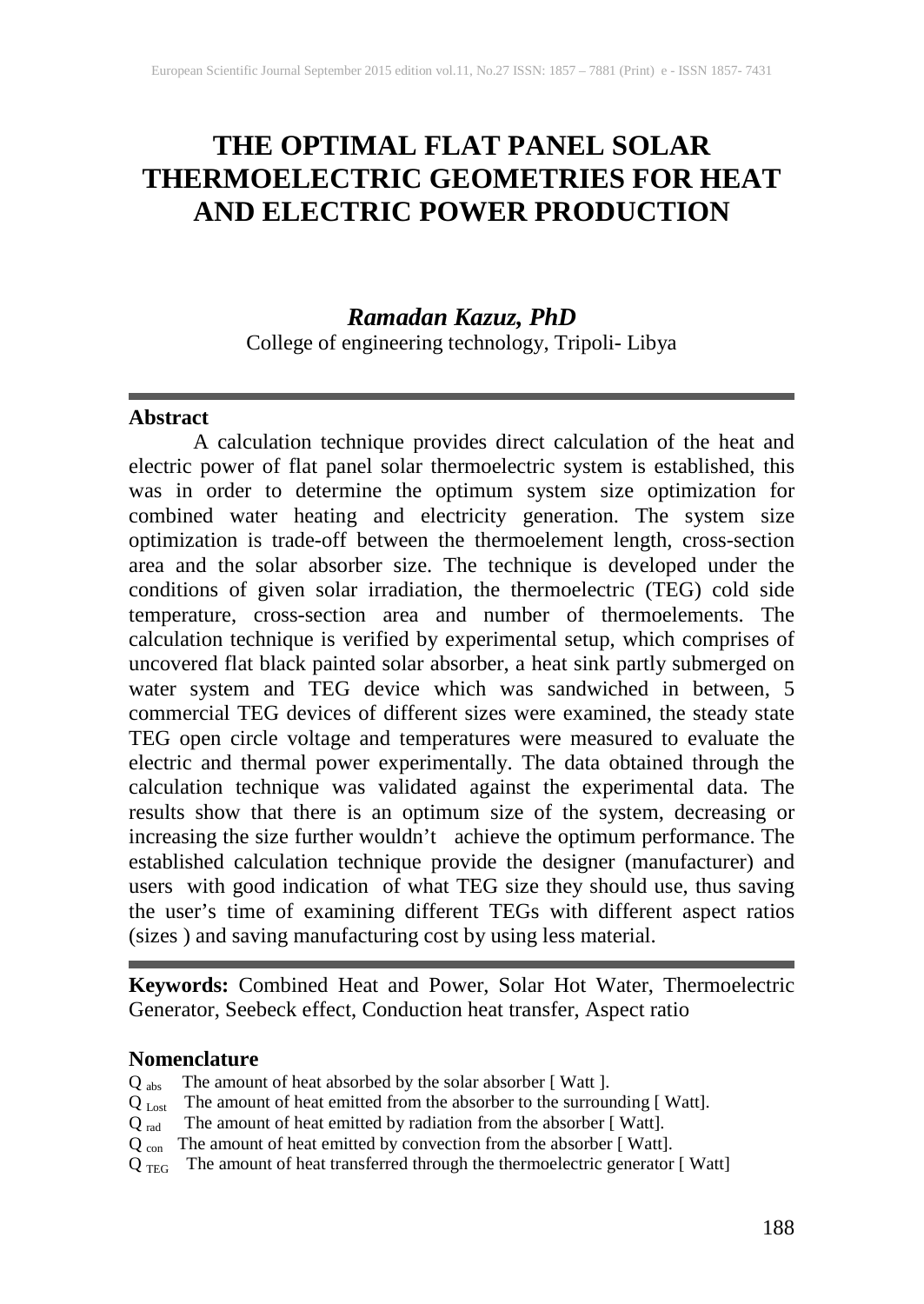# THE OPTIMAL FLAT PANEL SOLAR THERMOELECTRIC GEOMETRIES FOR HEAT AND ELECTRIC POWER PRODUCTION

***Ramadan Kazuz, PhD***
College of engineering technology, Tripoli- Libya

---

### Abstract

A calculation technique provides direct calculation of the heat and electric power of flat panel solar thermoelectric system is established, this was in order to determine the optimum system size optimization for combined water heating and electricity generation. The system size optimization is trade-off between the thermoelement length, cross-section area and the solar absorber size. The technique is developed under the conditions of given solar irradiation, the thermoelectric (TEG) cold side temperature, cross-section area and number of thermoelements. The calculation technique is verified by experimental setup, which comprises of uncovered flat black painted solar absorber, a heat sink partly submerged on water system and TEG device which was sandwiched in between, 5 commercial TEG devices of different sizes were examined, the steady state TEG open circle voltage and temperatures were measured to evaluate the electric and thermal power experimentally. The data obtained through the calculation technique was validated against the experimental data. The results show that there is an optimum size of the system, decreasing or increasing the size further wouldn't achieve the optimum performance. The established calculation technique provide the designer (manufacturer) and users with good indication of what TEG size they should use, thus saving the user's time of examining different TEGs with different aspect ratios (sizes ) and saving manufacturing cost by using less material.

---

**Keywords:** Combined Heat and Power, Solar Hot Water, Thermoelectric Generator, Seebeck effect, Conduction heat transfer, Aspect ratio

### Nomenclature

$Q_{abs}$ The amount of heat absorbed by the solar absorber [ Watt ].
$Q_{Lost}$ The amount of heat emitted from the absorber to the surrounding [ Watt].
$Q_{rad}$ The amount of heat emitted by radiation from the absorber [ Watt].
$Q_{con}$ The amount of heat emitted by convection from the absorber [ Watt].
$Q_{TEG}$ The amount of heat transferred through the thermoelectric generator [ Watt]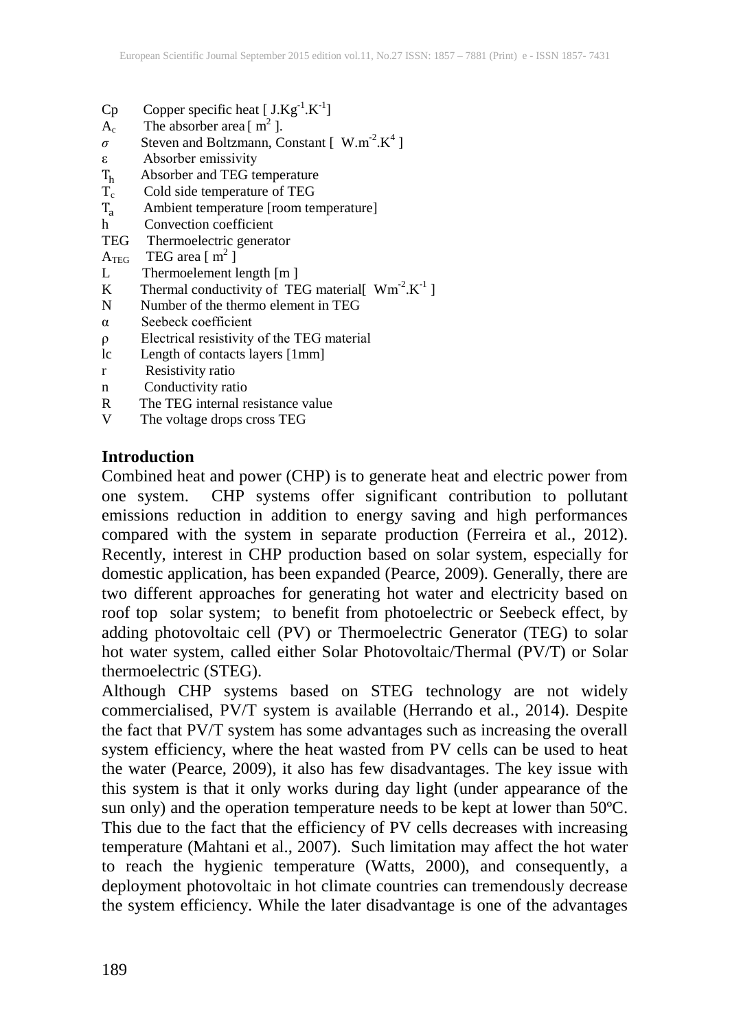$C_p$ Copper specific heat [ $J.Kg^{-1}.K^{-1}$]

$A_c$ The absorber area [ $m^2$ ].

$\sigma$ Steven and Boltzmann, Constant [ $W.m^{-2}.K^4$ ]

ε Absorber emissivity

$T_h$ Absorber and TEG temperature

$T_c$ Cold side temperature of TEG

$T_a$ Ambient temperature [room temperature]

h Convection coefficient

TEG Thermoelectric generator

$A_{TEG}$ TEG area [ $m^2$ ]

L Thermoelement length [m ]

K Thermal conductivity of TEG material[ $Wm^{-2}.K^{-1}$ ]

N Number of the thermo element in TEG

α Seebeck coefficient

ρ Electrical resistivity of the TEG material

lc Length of contacts layers [1mm]

r Resistivity ratio

n Conductivity ratio

R The TEG internal resistance value

V The voltage drops cross TEG

## Introduction

Combined heat and power (CHP) is to generate heat and electric power from one system. CHP systems offer significant contribution to pollutant emissions reduction in addition to energy saving and high performances compared with the system in separate production (Ferreira et al., 2012). Recently, interest in CHP production based on solar system, especially for domestic application, has been expanded (Pearce, 2009). Generally, there are two different approaches for generating hot water and electricity based on roof top solar system; to benefit from photoelectric or Seebeck effect, by adding photovoltaic cell (PV) or Thermoelectric Generator (TEG) to solar hot water system, called either Solar Photovoltaic/Thermal (PV/T) or Solar thermoelectric (STEG).

Although CHP systems based on STEG technology are not widely commercialised, PV/T system is available (Herrando et al., 2014). Despite the fact that PV/T system has some advantages such as increasing the overall system efficiency, where the heat wasted from PV cells can be used to heat the water (Pearce, 2009), it also has few disadvantages. The key issue with this system is that it only works during day light (under appearance of the sun only) and the operation temperature needs to be kept at lower than 50ºC. This due to the fact that the efficiency of PV cells decreases with increasing temperature (Mahtani et al., 2007). Such limitation may affect the hot water to reach the hygienic temperature (Watts, 2000), and consequently, a deployment photovoltaic in hot climate countries can tremendously decrease the system efficiency. While the later disadvantage is one of the advantages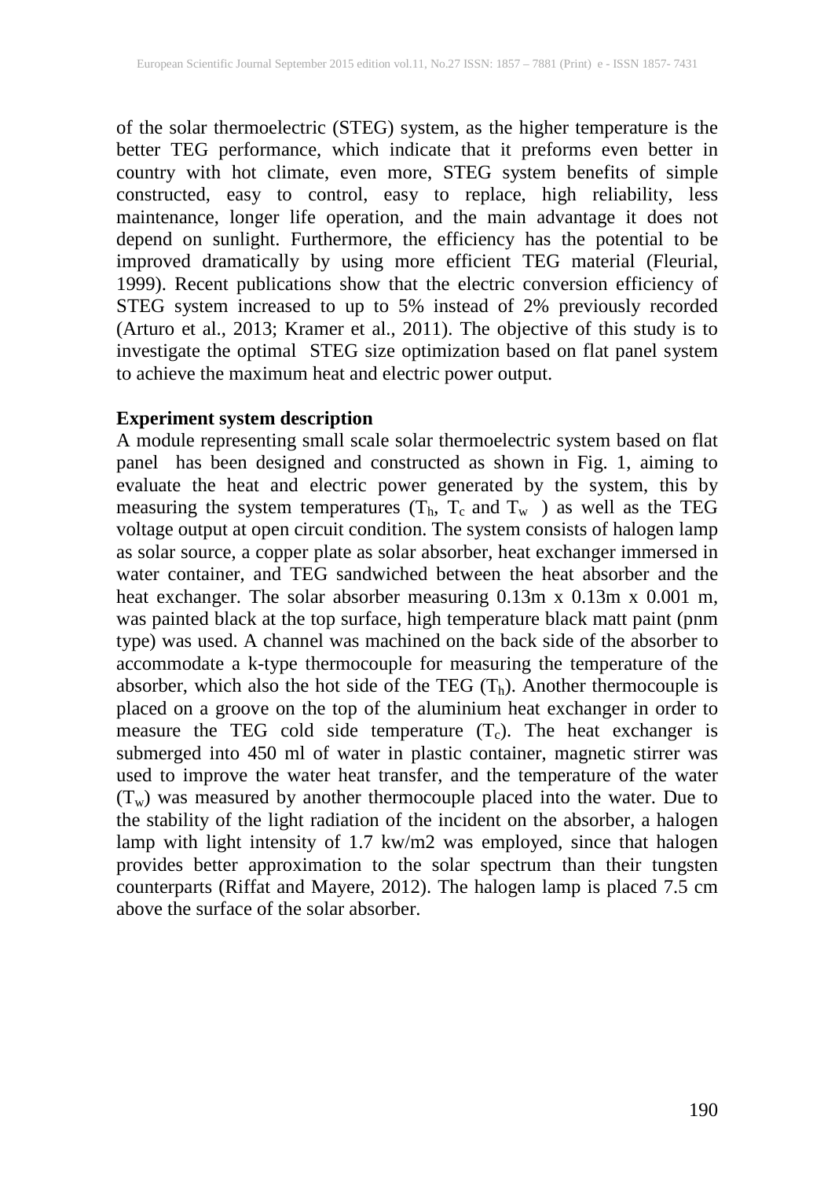of the solar thermoelectric (STEG) system, as the higher temperature is the better TEG performance, which indicate that it preforms even better in country with hot climate, even more, STEG system benefits of simple constructed, easy to control, easy to replace, high reliability, less maintenance, longer life operation, and the main advantage it does not depend on sunlight. Furthermore, the efficiency has the potential to be improved dramatically by using more efficient TEG material (Fleurial, 1999). Recent publications show that the electric conversion efficiency of STEG system increased to up to 5% instead of 2% previously recorded (Arturo et al., 2013; Kramer et al., 2011). The objective of this study is to investigate the optimal STEG size optimization based on flat panel system to achieve the maximum heat and electric power output.

**Experiment system description**

A module representing small scale solar thermoelectric system based on flat panel has been designed and constructed as shown in Fig. 1, aiming to evaluate the heat and electric power generated by the system, this by measuring the system temperatures ($T_h$, $T_c$ and $T_w$ ) as well as the TEG voltage output at open circuit condition. The system consists of halogen lamp as solar source, a copper plate as solar absorber, heat exchanger immersed in water container, and TEG sandwiched between the heat absorber and the heat exchanger. The solar absorber measuring 0.13m x 0.13m x 0.001 m, was painted black at the top surface, high temperature black matt paint (pnm type) was used. A channel was machined on the back side of the absorber to accommodate a k-type thermocouple for measuring the temperature of the absorber, which also the hot side of the TEG ($T_h$). Another thermocouple is placed on a groove on the top of the aluminium heat exchanger in order to measure the TEG cold side temperature ($T_c$). The heat exchanger is submerged into 450 ml of water in plastic container, magnetic stirrer was used to improve the water heat transfer, and the temperature of the water ($T_w$) was measured by another thermocouple placed into the water. Due to the stability of the light radiation of the incident on the absorber, a halogen lamp with light intensity of 1.7 kw/m2 was employed, since that halogen provides better approximation to the solar spectrum than their tungsten counterparts (Riffat and Mayere, 2012). The halogen lamp is placed 7.5 cm above the surface of the solar absorber.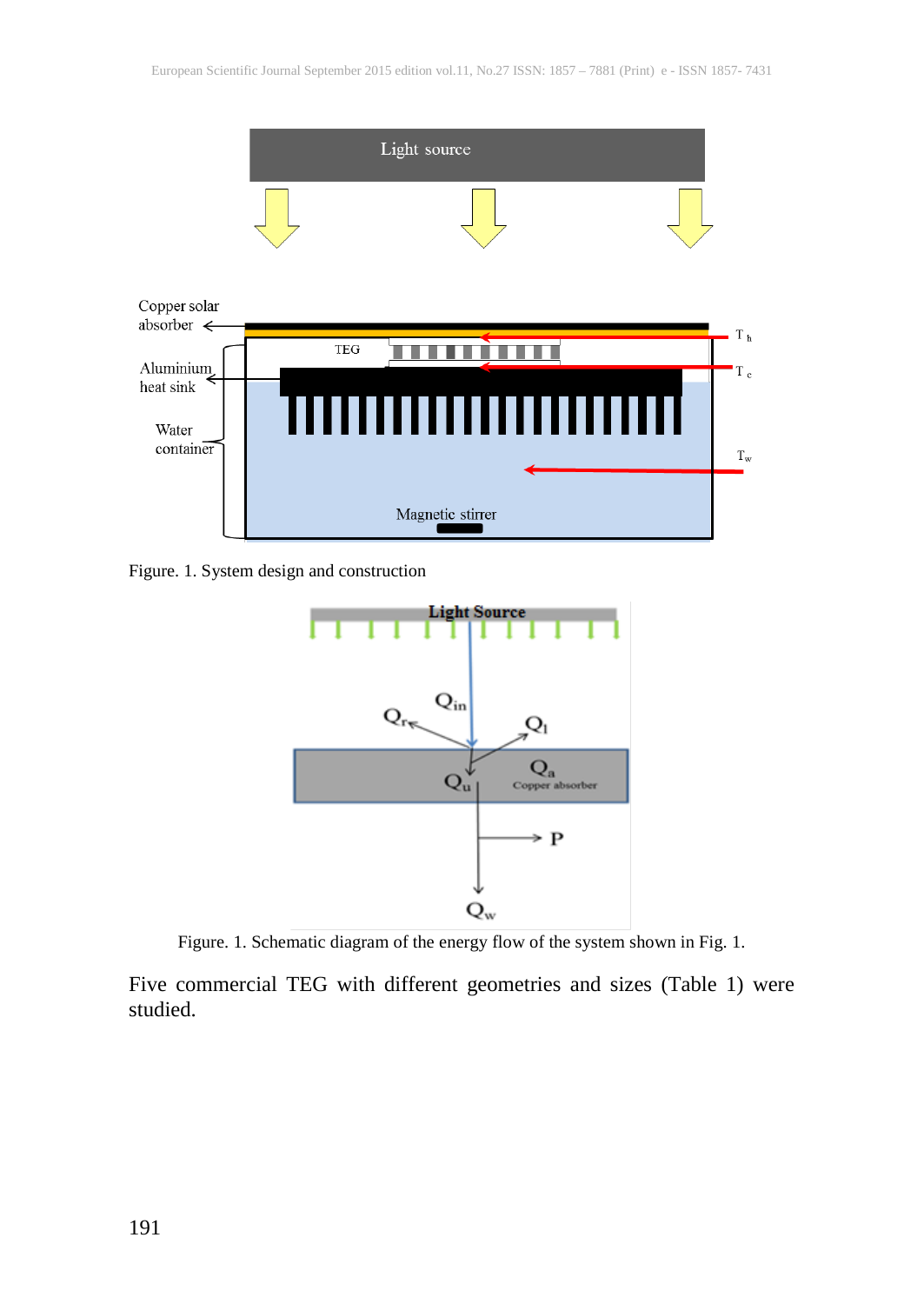Figure. 1. System design and construction

Figure. 1. Schematic diagram of the energy flow of the system shown in Fig. 1.

Five commercial TEG with different geometries and sizes (Table 1) were studied.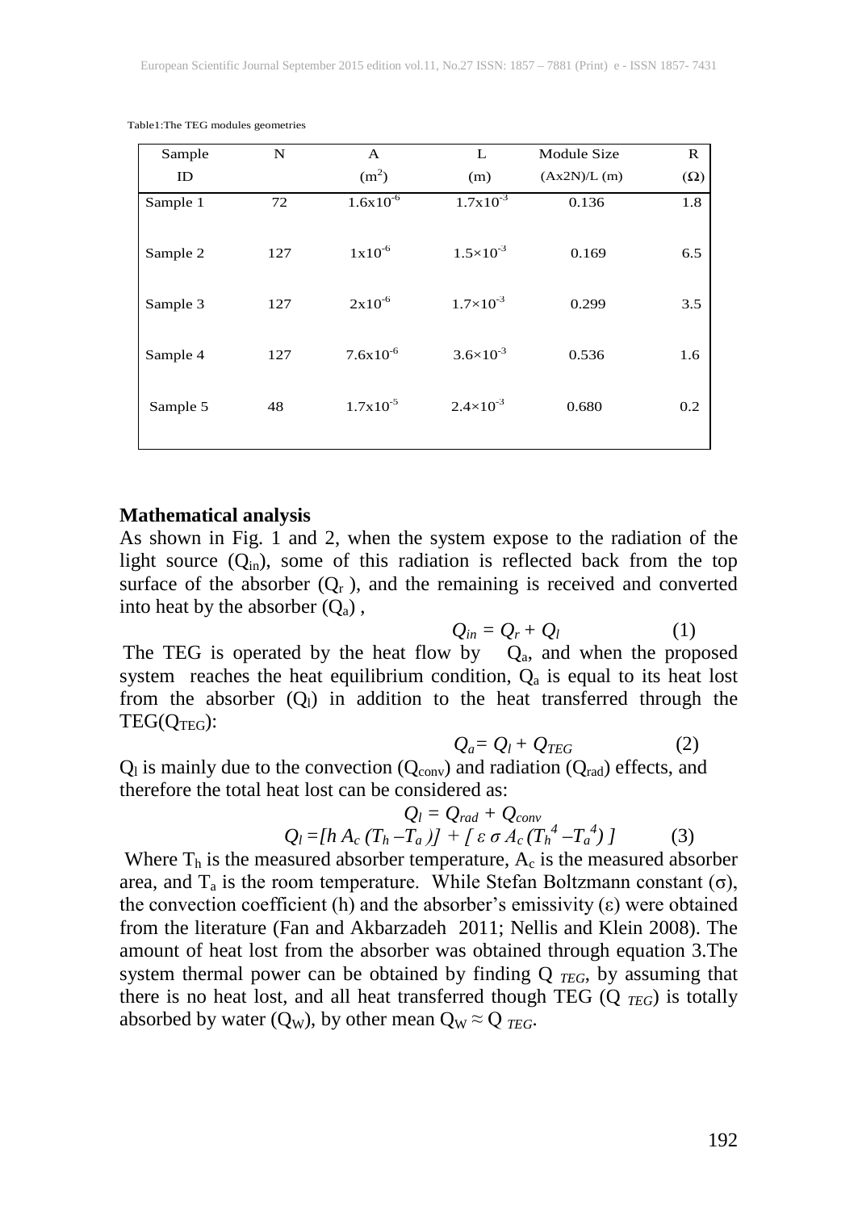Table1:The TEG modules geometries

| Sample ID | N | A ($m^2$) | L (m) | Module Size (Ax2N)/L (m) | R ($\Omega$) |
|---|---|---|---|---|---|
| Sample 1 | 72 | $1.6x10^{-6}$ | $1.7x10^{-3}$ | 0.136 | 1.8 |
| Sample 2 | 127 | $1x10^{-6}$ | $1.5\times10^{-3}$ | 0.169 | 6.5 |
| Sample 3 | 127 | $2x10^{-6}$ | $1.7\times10^{-3}$ | 0.299 | 3.5 |
| Sample 4 | 127 | $7.6x10^{-6}$ | $3.6\times10^{-3}$ | 0.536 | 1.6 |
| Sample 5 | 48 | $1.7x10^{-5}$ | $2.4\times10^{-3}$ | 0.680 | 0.2 |

**Mathematical analysis**

As shown in Fig. 1 and 2, when the system expose to the radiation of the light source ($Q_{in}$), some of this radiation is reflected back from the top surface of the absorber ($Q_r$ ), and the remaining is received and converted into heat by the absorber ($Q_a$) ,

$$Q_{in} = Q_r + Q_l \qquad (1)$$

The TEG is operated by the heat flow by $Q_a$, and when the proposed system reaches the heat equilibrium condition, $Q_a$ is equal to its heat lost from the absorber ($Q_l$) in addition to the heat transferred through the TEG($Q_{TEG}$):

$$Q_a = Q_l + Q_{TEG} \qquad (2)$$

$Q_l$ is mainly due to the convection ($Q_{conv}$) and radiation ($Q_{rad}$) effects, and therefore the total heat lost can be considered as:

$$Q_l = Q_{rad} + Q_{conv}$$

$$Q_l = [h A_c (T_h - T_a)] + [\varepsilon \sigma A_c (T_h^4 - T_a^4)] \qquad (3)$$

Where $T_h$ is the measured absorber temperature, $A_c$ is the measured absorber area, and $T_a$ is the room temperature. While Stefan Boltzmann constant ($\sigma$), the convection coefficient (h) and the absorber's emissivity ($\varepsilon$) were obtained from the literature (Fan and Akbarzadeh 2011; Nellis and Klein 2008). The amount of heat lost from the absorber was obtained through equation 3.The system thermal power can be obtained by finding $Q_{TEG}$, by assuming that there is no heat lost, and all heat transferred though TEG ($Q_{TEG}$) is totally absorbed by water ($Q_W$), by other mean $Q_W \approx Q_{TEG}$.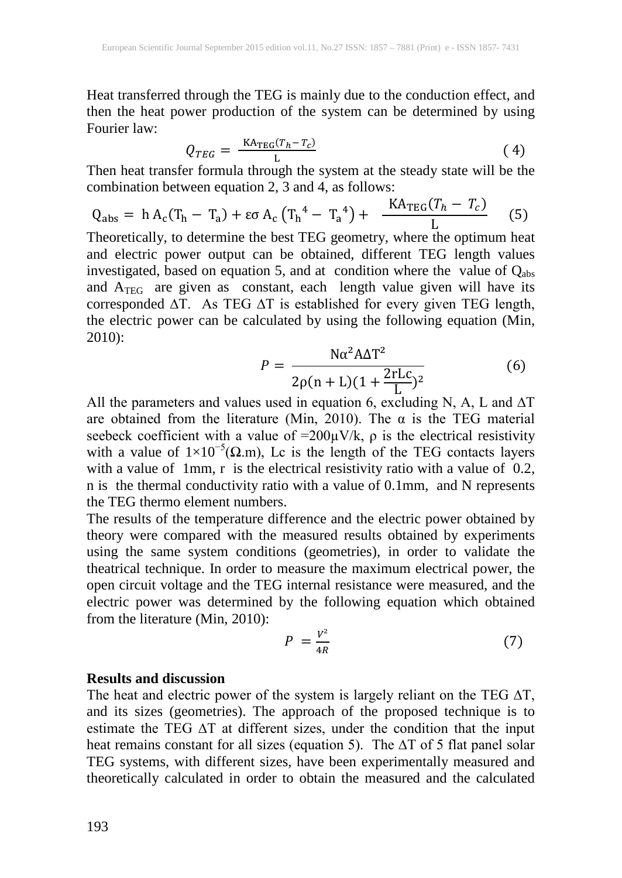Heat transferred through the TEG is mainly due to the conduction effect, and then the heat power production of the system can be determined by using Fourier law:

$$Q_{TEG} = \frac{KA_{TEG}(T_h - T_c)}{L} \qquad (4)$$

Then heat transfer formula through the system at the steady state will be the combination between equation 2, 3 and 4, as follows:

$$Q_{abs} = h\,A_c(T_h - T_a) + \varepsilon\sigma\,A_c\left(T_h{}^4 - T_a{}^4\right) + \frac{KA_{TEG}(T_h - T_c)}{L} \qquad (5)$$

Theoretically, to determine the best TEG geometry, where the optimum heat and electric power output can be obtained, different TEG length values investigated, based on equation 5, and at condition where the value of $Q_{abs}$ and $A_{TEG}$ are given as constant, each length value given will have its corresponded $\Delta T$. As TEG $\Delta T$ is established for every given TEG length, the electric power can be calculated by using the following equation (Min, 2010):

$$P = \frac{N\alpha^2 A \Delta T^2}{2\rho(n + L)(1 + \frac{2rLc}{L})^2} \qquad (6)$$

All the parameters and values used in equation 6, excluding N, A, L and $\Delta T$ are obtained from the literature (Min, 2010). The $\alpha$ is the TEG material seebeck coefficient with a value of =200μV/k, $\rho$ is the electrical resistivity with a value of $1\times10^{-5}(\Omega.\text{m})$, Lc is the length of the TEG contacts layers with a value of 1mm, r is the electrical resistivity ratio with a value of 0.2, n is the thermal conductivity ratio with a value of 0.1mm, and N represents the TEG thermo element numbers.

The results of the temperature difference and the electric power obtained by theory were compared with the measured results obtained by experiments using the same system conditions (geometries), in order to validate the theatrical technique. In order to measure the maximum electrical power, the open circuit voltage and the TEG internal resistance were measured, and the electric power was determined by the following equation which obtained from the literature (Min, 2010):

$$P = \frac{V^2}{4R} \qquad (7)$$

**Results and discussion**

The heat and electric power of the system is largely reliant on the TEG $\Delta T$, and its sizes (geometries). The approach of the proposed technique is to estimate the TEG $\Delta T$ at different sizes, under the condition that the input heat remains constant for all sizes (equation 5). The $\Delta T$ of 5 flat panel solar TEG systems, with different sizes, have been experimentally measured and theoretically calculated in order to obtain the measured and the calculated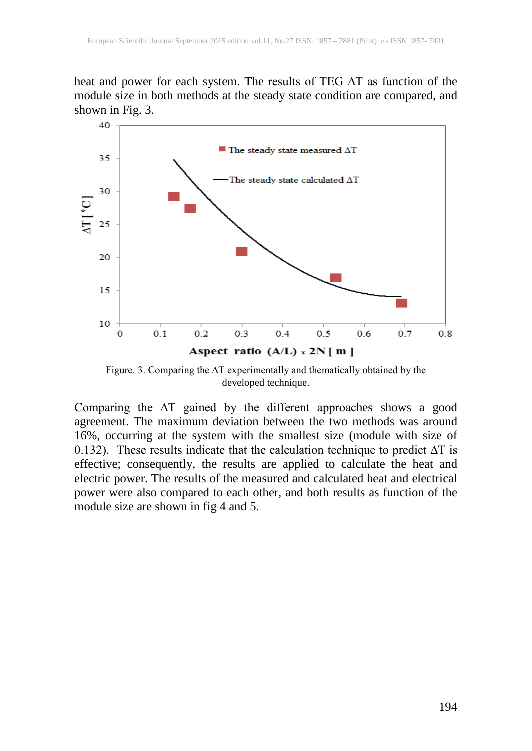heat and power for each system. The results of TEG ΔT as function of the module size in both methods at the steady state condition are compared, and shown in Fig. 3.

Figure. 3. Comparing the ΔT experimentally and thematically obtained by the developed technique.

Comparing the ΔT gained by the different approaches shows a good agreement. The maximum deviation between the two methods was around 16%, occurring at the system with the smallest size (module with size of 0.132). These results indicate that the calculation technique to predict ΔT is effective; consequently, the results are applied to calculate the heat and electric power. The results of the measured and calculated heat and electrical power were also compared to each other, and both results as function of the module size are shown in fig 4 and 5.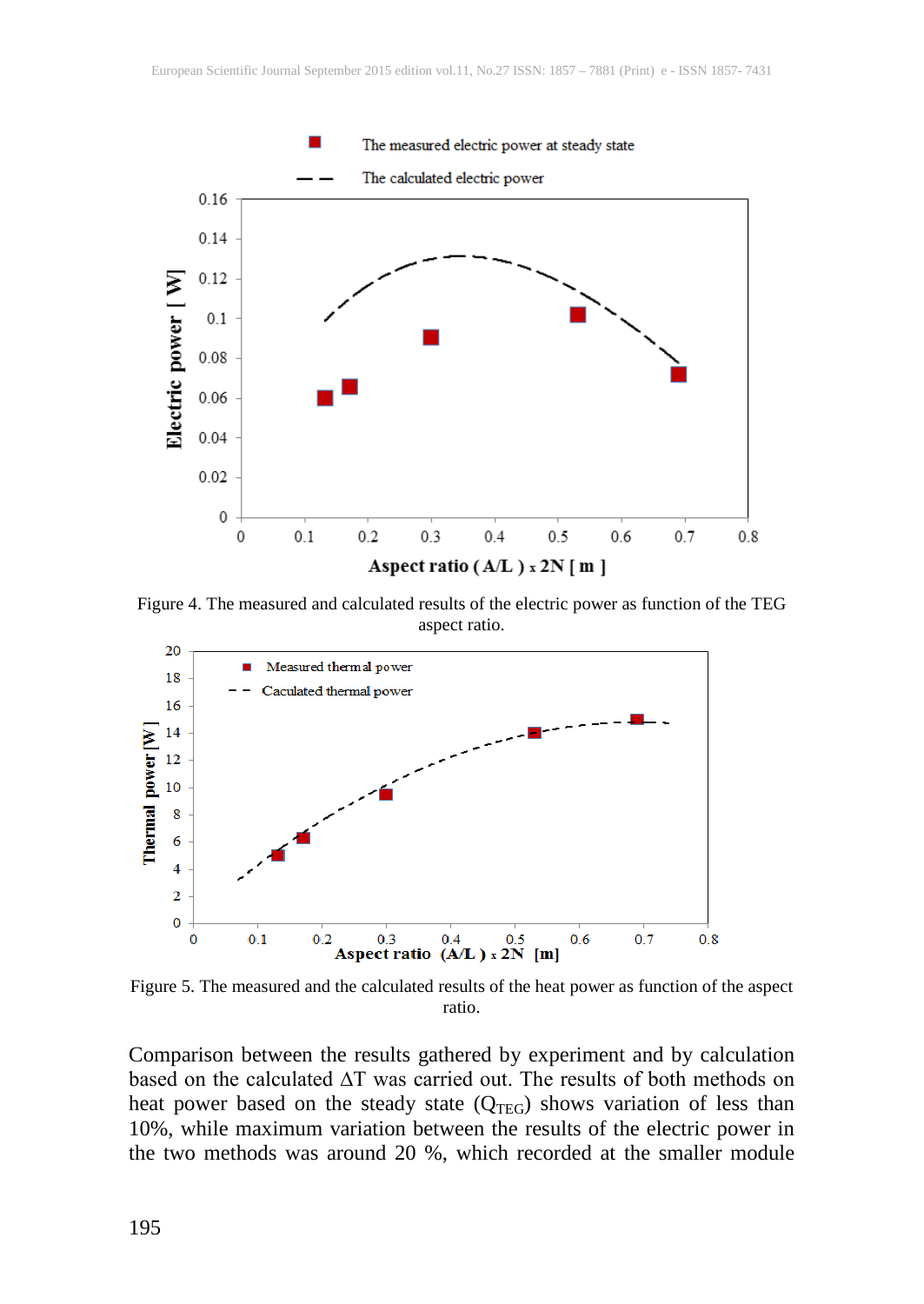Figure 4. The measured and calculated results of the electric power as function of the TEG aspect ratio.

Figure 5. The measured and the calculated results of the heat power as function of the aspect ratio.

Comparison between the results gathered by experiment and by calculation based on the calculated ΔT was carried out. The results of both methods on heat power based on the steady state ($Q_{TEG}$) shows variation of less than 10%, while maximum variation between the results of the electric power in the two methods was around 20 %, which recorded at the smaller module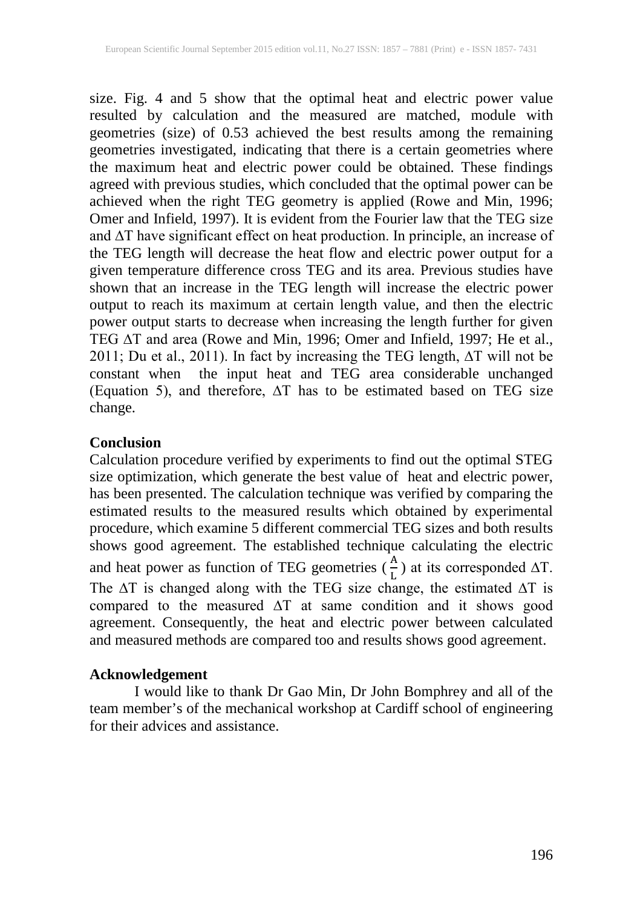size. Fig. 4 and 5 show that the optimal heat and electric power value resulted by calculation and the measured are matched, module with geometries (size) of 0.53 achieved the best results among the remaining geometries investigated, indicating that there is a certain geometries where the maximum heat and electric power could be obtained. These findings agreed with previous studies, which concluded that the optimal power can be achieved when the right TEG geometry is applied (Rowe and Min, 1996; Omer and Infield, 1997). It is evident from the Fourier law that the TEG size and $\Delta T$ have significant effect on heat production. In principle, an increase of the TEG length will decrease the heat flow and electric power output for a given temperature difference cross TEG and its area. Previous studies have shown that an increase in the TEG length will increase the electric power output to reach its maximum at certain length value, and then the electric power output starts to decrease when increasing the length further for given TEG $\Delta T$ and area (Rowe and Min, 1996; Omer and Infield, 1997; He et al., 2011; Du et al., 2011). In fact by increasing the TEG length, $\Delta T$ will not be constant when the input heat and TEG area considerable unchanged (Equation 5), and therefore, $\Delta T$ has to be estimated based on TEG size change.

## Conclusion

Calculation procedure verified by experiments to find out the optimal STEG size optimization, which generate the best value of heat and electric power, has been presented. The calculation technique was verified by comparing the estimated results to the measured results which obtained by experimental procedure, which examine 5 different commercial TEG sizes and both results shows good agreement. The established technique calculating the electric and heat power as function of TEG geometries ($\frac{A}{L}$) at its corresponded $\Delta T$. The $\Delta T$ is changed along with the TEG size change, the estimated $\Delta T$ is compared to the measured $\Delta T$ at same condition and it shows good agreement. Consequently, the heat and electric power between calculated and measured methods are compared too and results shows good agreement.

## Acknowledgement

I would like to thank Dr Gao Min, Dr John Bomphrey and all of the team member's of the mechanical workshop at Cardiff school of engineering for their advices and assistance.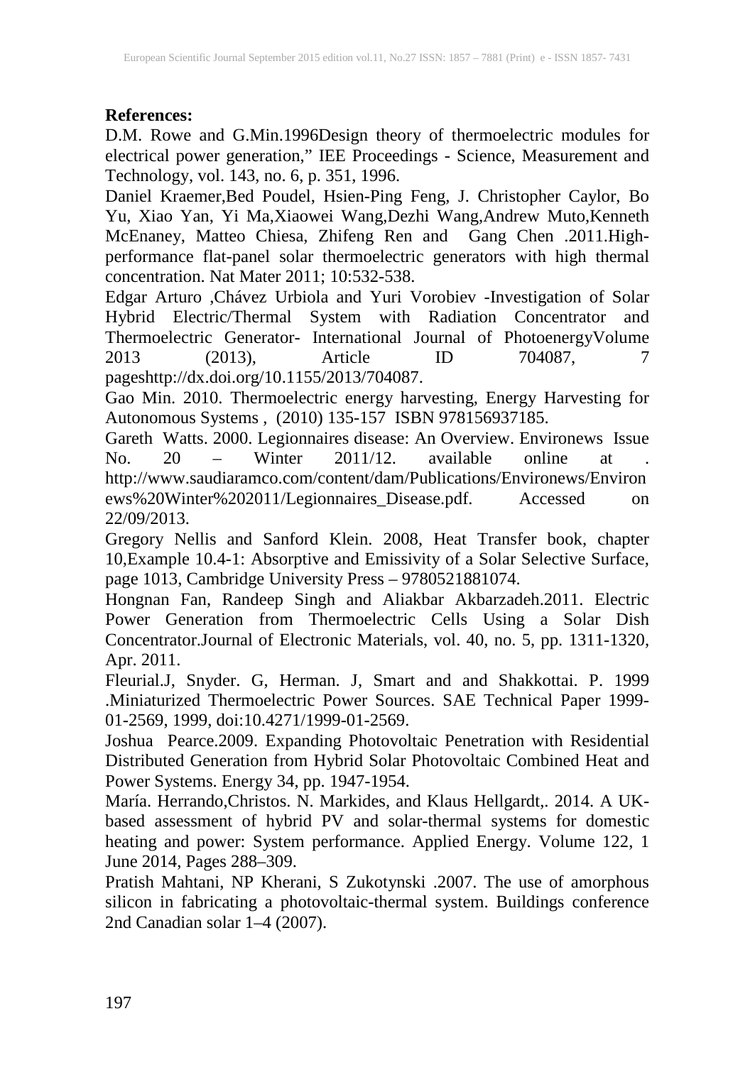**References:**

D.M. Rowe and G.Min.1996Design theory of thermoelectric modules for electrical power generation," IEE Proceedings - Science, Measurement and Technology, vol. 143, no. 6, p. 351, 1996.

Daniel Kraemer,Bed Poudel, Hsien-Ping Feng, J. Christopher Caylor, Bo Yu, Xiao Yan, Yi Ma,Xiaowei Wang,Dezhi Wang,Andrew Muto,Kenneth McEnaney, Matteo Chiesa, Zhifeng Ren and Gang Chen .2011.High-performance flat-panel solar thermoelectric generators with high thermal concentration. Nat Mater 2011; 10:532-538.

Edgar Arturo ,Chávez Urbiola and Yuri Vorobiev -Investigation of Solar Hybrid Electric/Thermal System with Radiation Concentrator and Thermoelectric Generator- International Journal of PhotoenergyVolume 2013 (2013), Article ID 704087, 7 pageshttp://dx.doi.org/10.1155/2013/704087.

Gao Min. 2010. Thermoelectric energy harvesting, Energy Harvesting for Autonomous Systems , (2010) 135-157 ISBN 978156937185.

Gareth Watts. 2000. Legionnaires disease: An Overview. Environews Issue No. 20 – Winter 2011/12. available online at . http://www.saudiaramco.com/content/dam/Publications/Environews/Environews%20Winter%202011/Legionnaires_Disease.pdf. Accessed on 22/09/2013.

Gregory Nellis and Sanford Klein. 2008, Heat Transfer book, chapter 10,Example 10.4-1: Absorptive and Emissivity of a Solar Selective Surface, page 1013, Cambridge University Press – 9780521881074.

Hongnan Fan, Randeep Singh and Aliakbar Akbarzadeh.2011. Electric Power Generation from Thermoelectric Cells Using a Solar Dish Concentrator.Journal of Electronic Materials, vol. 40, no. 5, pp. 1311-1320, Apr. 2011.

Fleurial.J, Snyder. G, Herman. J, Smart and and Shakkottai. P. 1999 .Miniaturized Thermoelectric Power Sources. SAE Technical Paper 1999-01-2569, 1999, doi:10.4271/1999-01-2569.

Joshua Pearce.2009. Expanding Photovoltaic Penetration with Residential Distributed Generation from Hybrid Solar Photovoltaic Combined Heat and Power Systems. Energy 34, pp. 1947-1954.

María. Herrando,Christos. N. Markides, and Klaus Hellgardt,. 2014. A UK-based assessment of hybrid PV and solar-thermal systems for domestic heating and power: System performance. Applied Energy. Volume 122, 1 June 2014, Pages 288–309.

Pratish Mahtani, NP Kherani, S Zukotynski .2007. The use of amorphous silicon in fabricating a photovoltaic-thermal system. Buildings conference 2nd Canadian solar 1–4 (2007).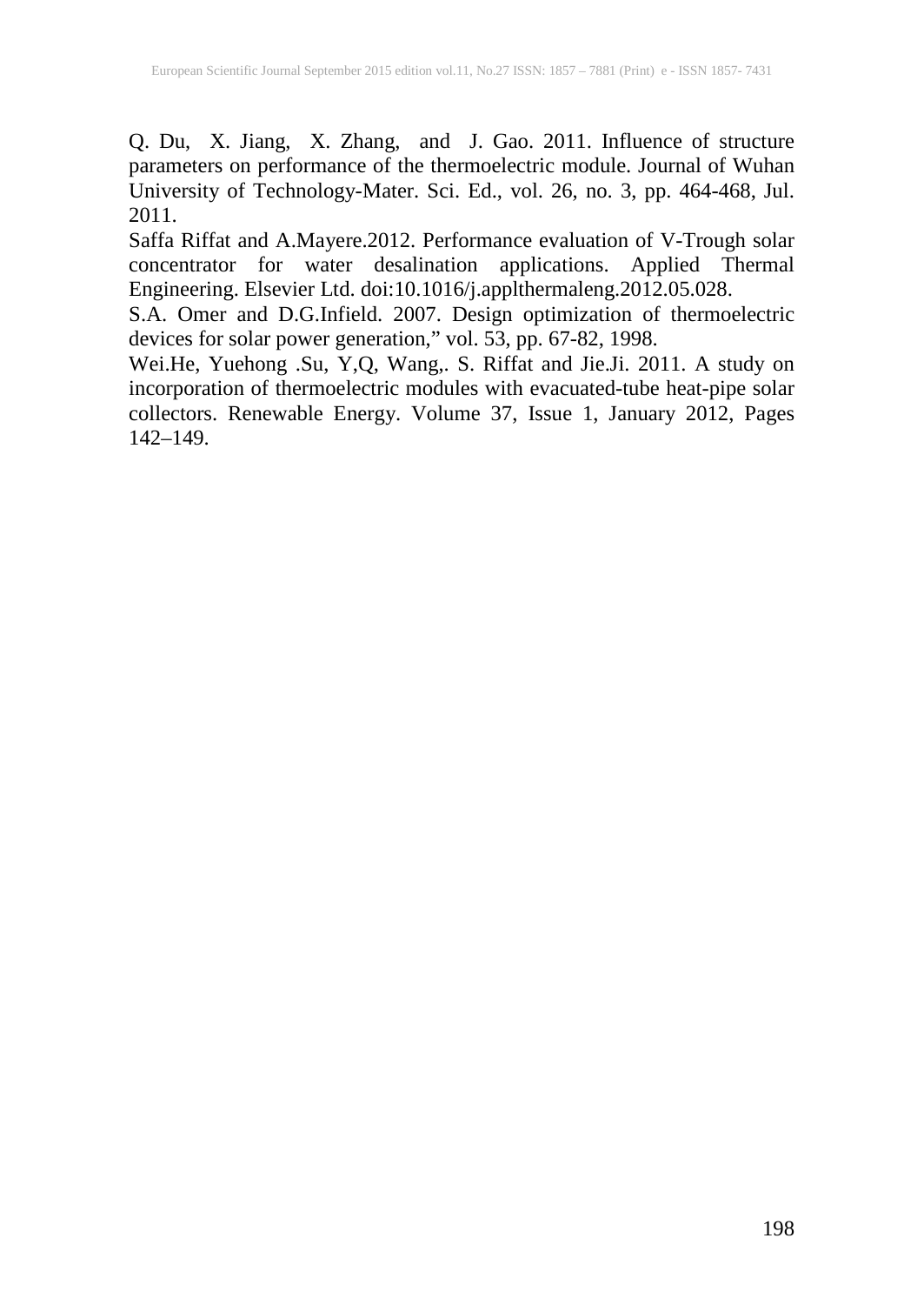Q. Du, X. Jiang, X. Zhang, and J. Gao. 2011. Influence of structure parameters on performance of the thermoelectric module. Journal of Wuhan University of Technology-Mater. Sci. Ed., vol. 26, no. 3, pp. 464-468, Jul. 2011.

Saffa Riffat and A.Mayere.2012. Performance evaluation of V-Trough solar concentrator for water desalination applications. Applied Thermal Engineering. Elsevier Ltd. doi:10.1016/j.applthermaleng.2012.05.028.

S.A. Omer and D.G.Infield. 2007. Design optimization of thermoelectric devices for solar power generation," vol. 53, pp. 67-82, 1998.

Wei.He, Yuehong .Su, Y,Q, Wang,. S. Riffat and Jie.Ji. 2011. A study on incorporation of thermoelectric modules with evacuated-tube heat-pipe solar collectors. Renewable Energy. Volume 37, Issue 1, January 2012, Pages 142–149.